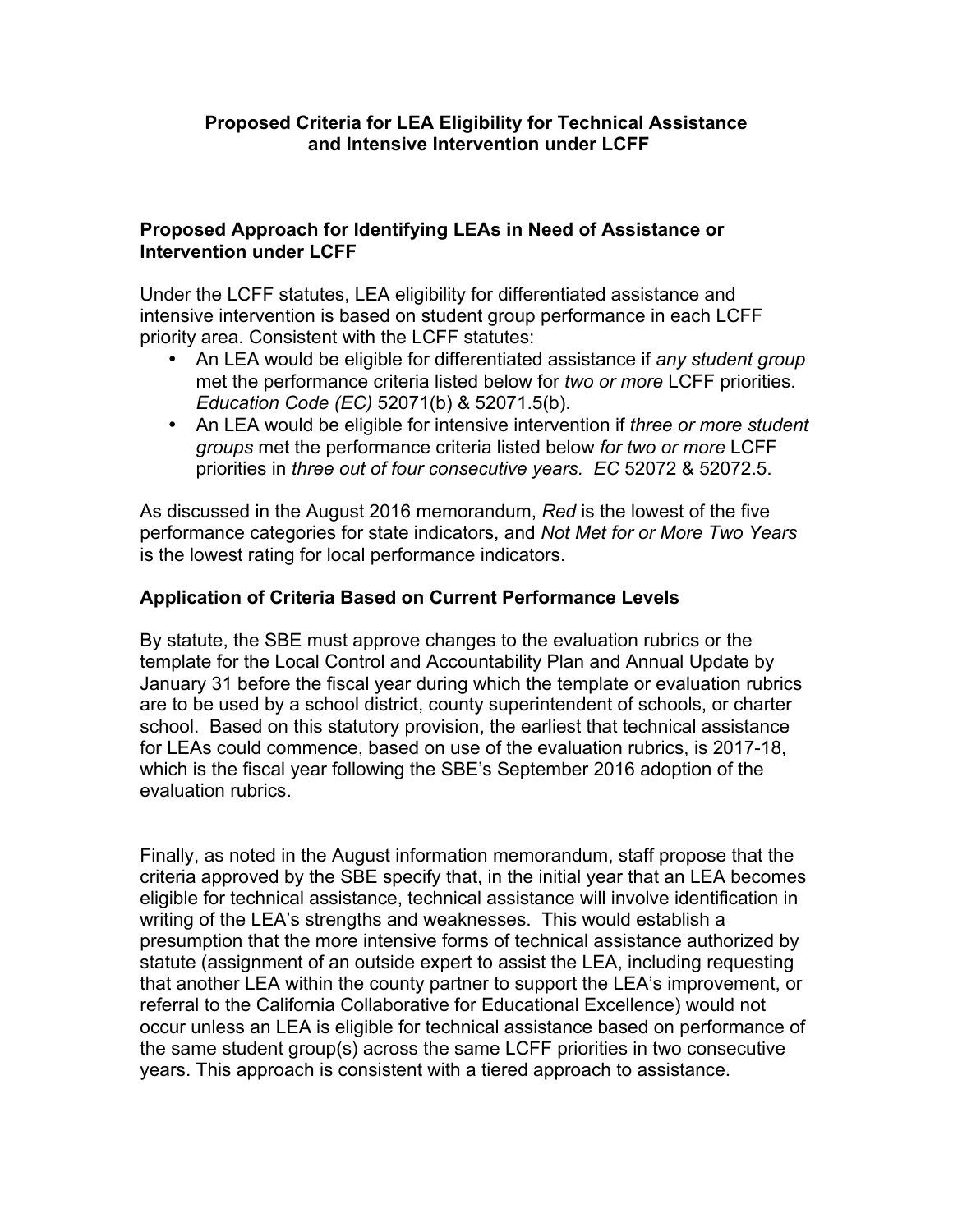# Proposed Criteria for LEA Eligibility for Technical Assistance and Intensive Intervention under LCFF

## Proposed Approach for Identifying LEAs in Need of Assistance or Intervention under LCFF

Under the LCFF statutes, LEA eligibility for differentiated assistance and intensive intervention is based on student group performance in each LCFF priority area. Consistent with the LCFF statutes:

- An LEA would be eligible for differentiated assistance if *any student group* met the performance criteria listed below for *two or more* LCFF priorities. *Education Code (EC)* 52071(b) & 52071.5(b).
- An LEA would be eligible for intensive intervention if *three or more student groups* met the performance criteria listed below *for two or more* LCFF priorities in *three out of four consecutive years*. *EC* 52072 & 52072.5.

As discussed in the August 2016 memorandum, *Red* is the lowest of the five performance categories for state indicators, and *Not Met for or More Two Years* is the lowest rating for local performance indicators.

## Application of Criteria Based on Current Performance Levels

By statute, the SBE must approve changes to the evaluation rubrics or the template for the Local Control and Accountability Plan and Annual Update by January 31 before the fiscal year during which the template or evaluation rubrics are to be used by a school district, county superintendent of schools, or charter school. Based on this statutory provision, the earliest that technical assistance for LEAs could commence, based on use of the evaluation rubrics, is 2017-18, which is the fiscal year following the SBE's September 2016 adoption of the evaluation rubrics.

Finally, as noted in the August information memorandum, staff propose that the criteria approved by the SBE specify that, in the initial year that an LEA becomes eligible for technical assistance, technical assistance will involve identification in writing of the LEA's strengths and weaknesses. This would establish a presumption that the more intensive forms of technical assistance authorized by statute (assignment of an outside expert to assist the LEA, including requesting that another LEA within the county partner to support the LEA's improvement, or referral to the California Collaborative for Educational Excellence) would not occur unless an LEA is eligible for technical assistance based on performance of the same student group(s) across the same LCFF priorities in two consecutive years. This approach is consistent with a tiered approach to assistance.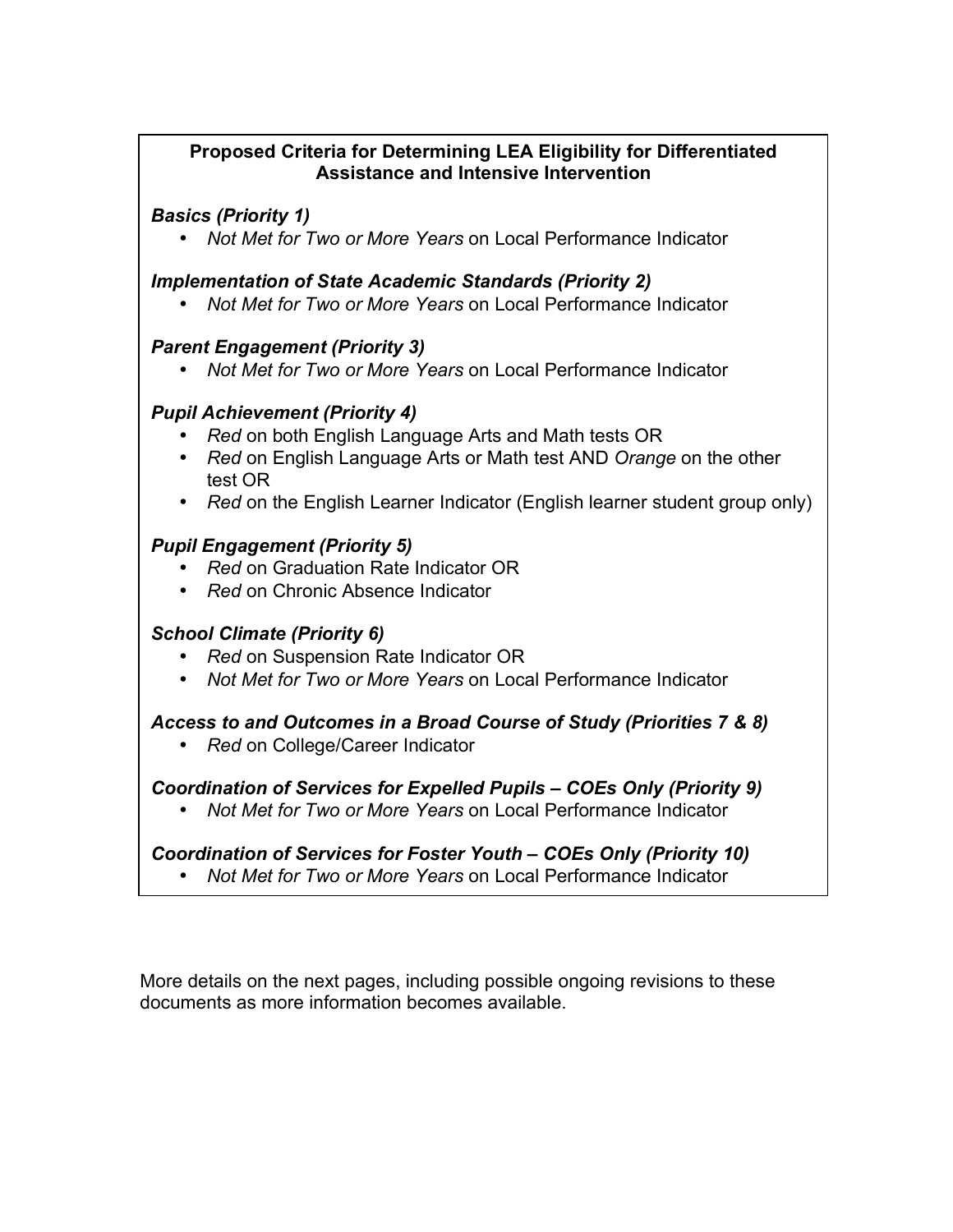**Proposed Criteria for Determining LEA Eligibility for Differentiated Assistance and Intensive Intervention**

***Basics (Priority 1)***

- *Not Met for Two or More Years* on Local Performance Indicator

***Implementation of State Academic Standards (Priority 2)***

- *Not Met for Two or More Years* on Local Performance Indicator

***Parent Engagement (Priority 3)***

- *Not Met for Two or More Years* on Local Performance Indicator

***Pupil Achievement (Priority 4)***

- *Red* on both English Language Arts and Math tests OR
- *Red* on English Language Arts or Math test AND *Orange* on the other test OR
- *Red* on the English Learner Indicator (English learner student group only)

***Pupil Engagement (Priority 5)***

- *Red* on Graduation Rate Indicator OR
- *Red* on Chronic Absence Indicator

***School Climate (Priority 6)***

- *Red* on Suspension Rate Indicator OR
- *Not Met for Two or More Years* on Local Performance Indicator

***Access to and Outcomes in a Broad Course of Study (Priorities 7 & 8)***

- *Red* on College/Career Indicator

***Coordination of Services for Expelled Pupils – COEs Only (Priority 9)***

- *Not Met for Two or More Years* on Local Performance Indicator

***Coordination of Services for Foster Youth – COEs Only (Priority 10)***

- *Not Met for Two or More Years* on Local Performance Indicator

More details on the next pages, including possible ongoing revisions to these documents as more information becomes available.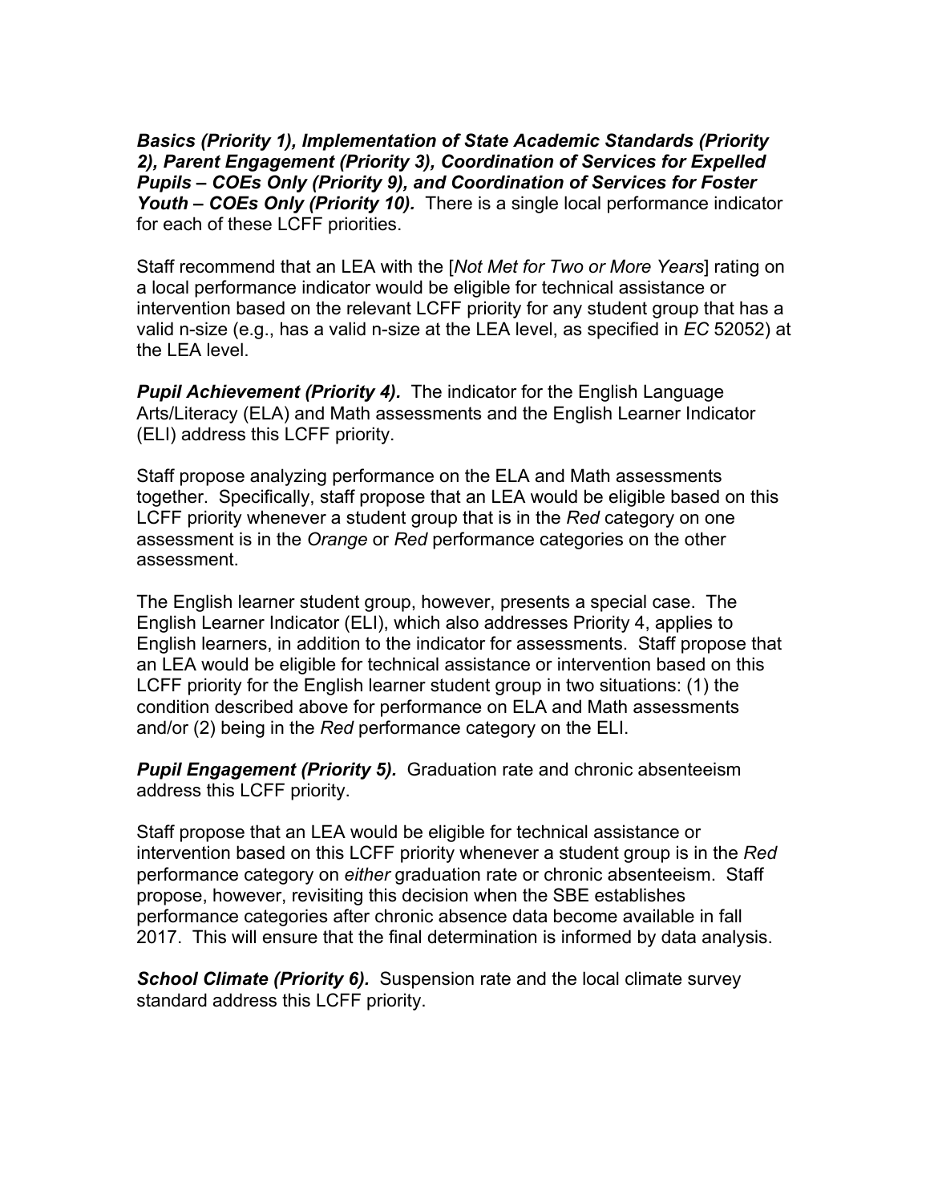***Basics (Priority 1), Implementation of State Academic Standards (Priority 2), Parent Engagement (Priority 3), Coordination of Services for Expelled Pupils – COEs Only (Priority 9), and Coordination of Services for Foster Youth – COEs Only (Priority 10).*** There is a single local performance indicator for each of these LCFF priorities.

Staff recommend that an LEA with the [*Not Met for Two or More Years*] rating on a local performance indicator would be eligible for technical assistance or intervention based on the relevant LCFF priority for any student group that has a valid n-size (e.g., has a valid n-size at the LEA level, as specified in *EC* 52052) at the LEA level.

***Pupil Achievement (Priority 4).*** The indicator for the English Language Arts/Literacy (ELA) and Math assessments and the English Learner Indicator (ELI) address this LCFF priority.

Staff propose analyzing performance on the ELA and Math assessments together. Specifically, staff propose that an LEA would be eligible based on this LCFF priority whenever a student group that is in the *Red* category on one assessment is in the *Orange* or *Red* performance categories on the other assessment.

The English learner student group, however, presents a special case. The English Learner Indicator (ELI), which also addresses Priority 4, applies to English learners, in addition to the indicator for assessments. Staff propose that an LEA would be eligible for technical assistance or intervention based on this LCFF priority for the English learner student group in two situations: (1) the condition described above for performance on ELA and Math assessments and/or (2) being in the *Red* performance category on the ELI.

***Pupil Engagement (Priority 5).*** Graduation rate and chronic absenteeism address this LCFF priority.

Staff propose that an LEA would be eligible for technical assistance or intervention based on this LCFF priority whenever a student group is in the *Red* performance category on *either* graduation rate or chronic absenteeism. Staff propose, however, revisiting this decision when the SBE establishes performance categories after chronic absence data become available in fall 2017. This will ensure that the final determination is informed by data analysis.

***School Climate (Priority 6).*** Suspension rate and the local climate survey standard address this LCFF priority.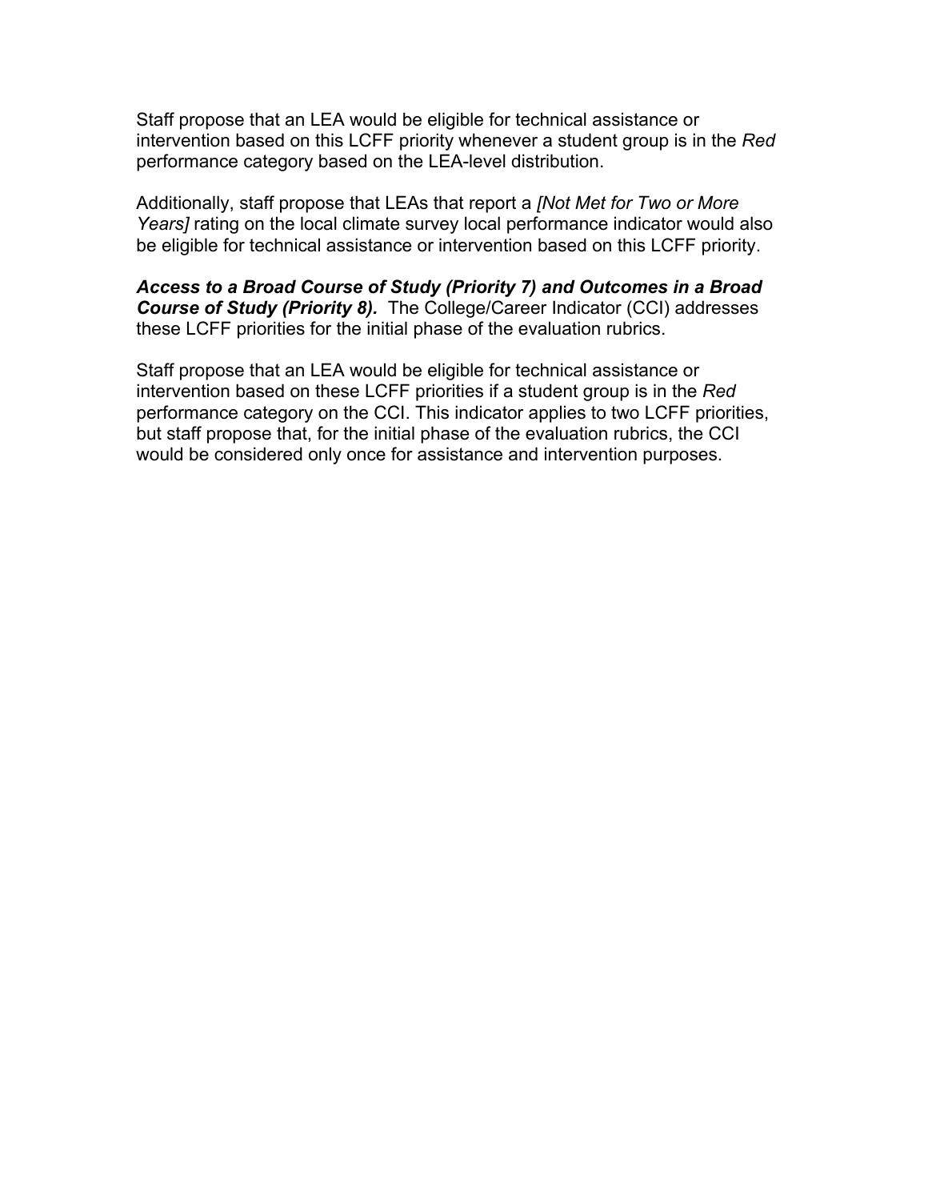Staff propose that an LEA would be eligible for technical assistance or intervention based on this LCFF priority whenever a student group is in the *Red* performance category based on the LEA-level distribution.

Additionally, staff propose that LEAs that report a *[Not Met for Two or More Years]* rating on the local climate survey local performance indicator would also be eligible for technical assistance or intervention based on this LCFF priority.

***Access to a Broad Course of Study (Priority 7) and Outcomes in a Broad Course of Study (Priority 8).*** The College/Career Indicator (CCI) addresses these LCFF priorities for the initial phase of the evaluation rubrics.

Staff propose that an LEA would be eligible for technical assistance or intervention based on these LCFF priorities if a student group is in the *Red* performance category on the CCI. This indicator applies to two LCFF priorities, but staff propose that, for the initial phase of the evaluation rubrics, the CCI would be considered only once for assistance and intervention purposes.